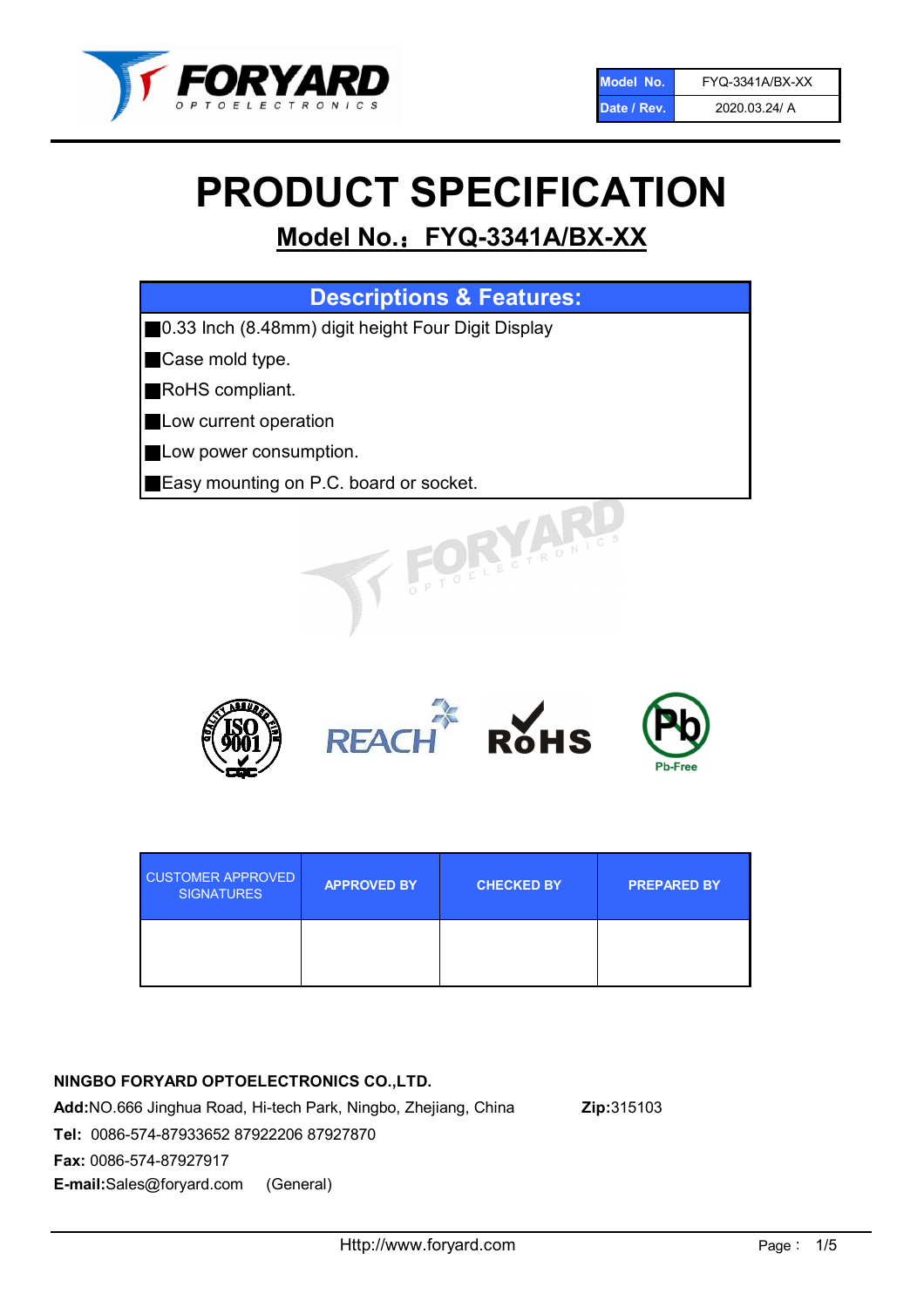| Model No. | FYQ-3341A/BX-XX |
| --- | --- |
| Date / Rev. | 2020.03.24/ A |

# PRODUCT SPECIFICATION

## Model No.：FYQ-3341A/BX-XX

### Descriptions & Features:

- 0.33 Inch (8.48mm) digit height Four Digit Display
- Case mold type.
- RoHS compliant.
- Low current operation
- Low power consumption.
- Easy mounting on P.C. board or socket.

| CUSTOMER APPROVED SIGNATURES | APPROVED BY | CHECKED BY | PREPARED BY |
| --- | --- | --- | --- |
| | | | |

**NINGBO FORYARD OPTOELECTRONICS CO.,LTD.**

**Add:**NO.666 Jinghua Road, Hi-tech Park, Ningbo, Zhejiang, China **Zip:**315103

**Tel:** 0086-574-87933652 87922206 87927870

**Fax:** 0086-574-87927917

**E-mail:**Sales@foryard.com (General)

Http://www.foryard.com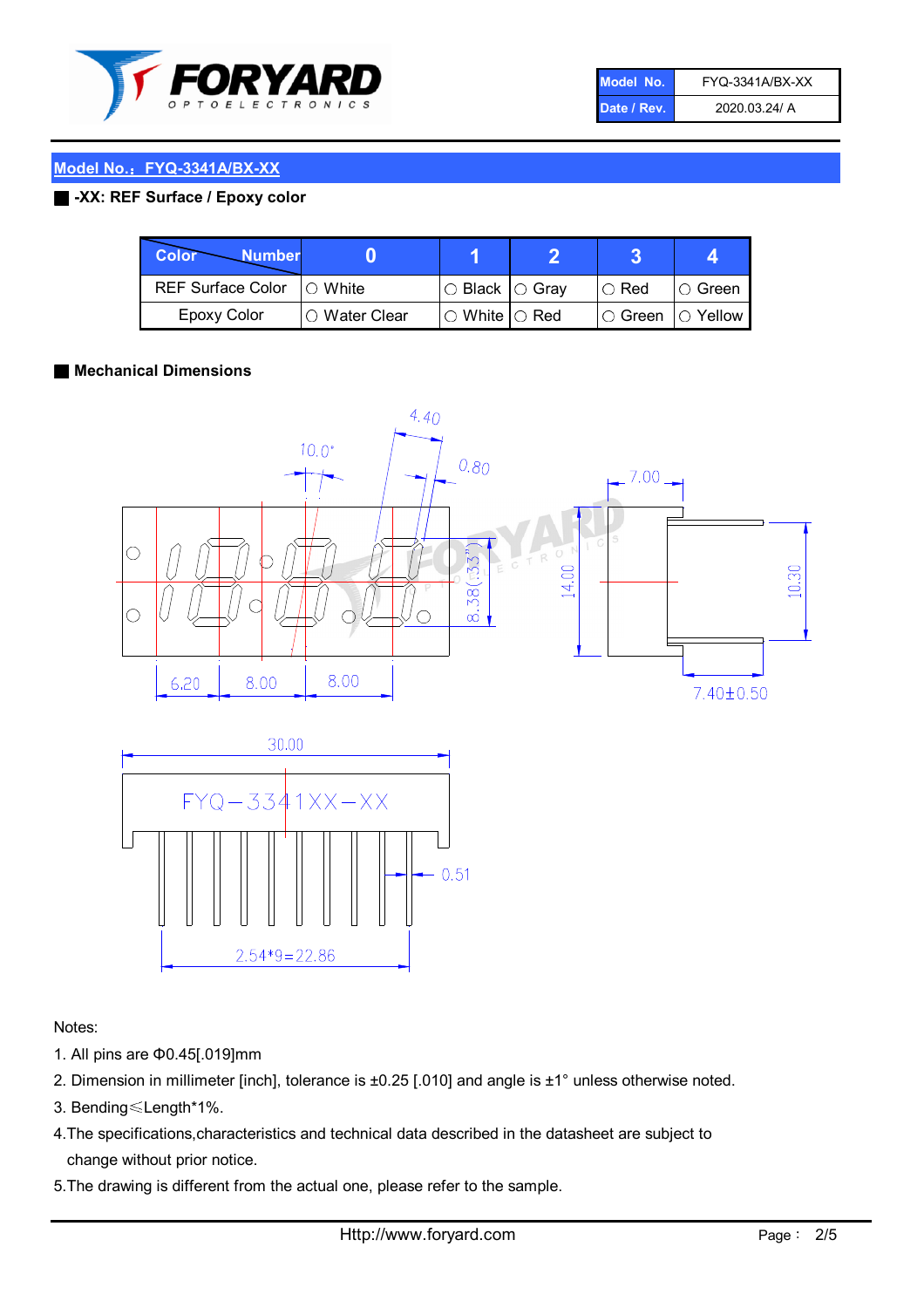| Model No. | FYQ-3341A/BX-XX |
| --- | --- |
| Date / Rev. | 2020.03.24/ A |

## Model No.：FYQ-3341A/BX-XX

**-XX: REF Surface / Epoxy color**

| Color \ Number | 0 | 1 | 2 | 3 | 4 |
| --- | --- | --- | --- | --- | --- |
| REF Surface Color | ○ White | ○ Black | ○ Gray | ○ Red | ○ Green |
| Epoxy Color | ○ Water Clear | ○ White | ○ Red | ○ Green | ○ Yellow |

**Mechanical Dimensions**

Notes:

1. All pins are Φ0.45[.019]mm
2. Dimension in millimeter [inch], tolerance is ±0.25 [.010] and angle is ±1° unless otherwise noted.
3. Bending≤Length*1%.
4. The specifications,characteristics and technical data described in the datasheet are subject to change without prior notice.
5. The drawing is different from the actual one, please refer to the sample.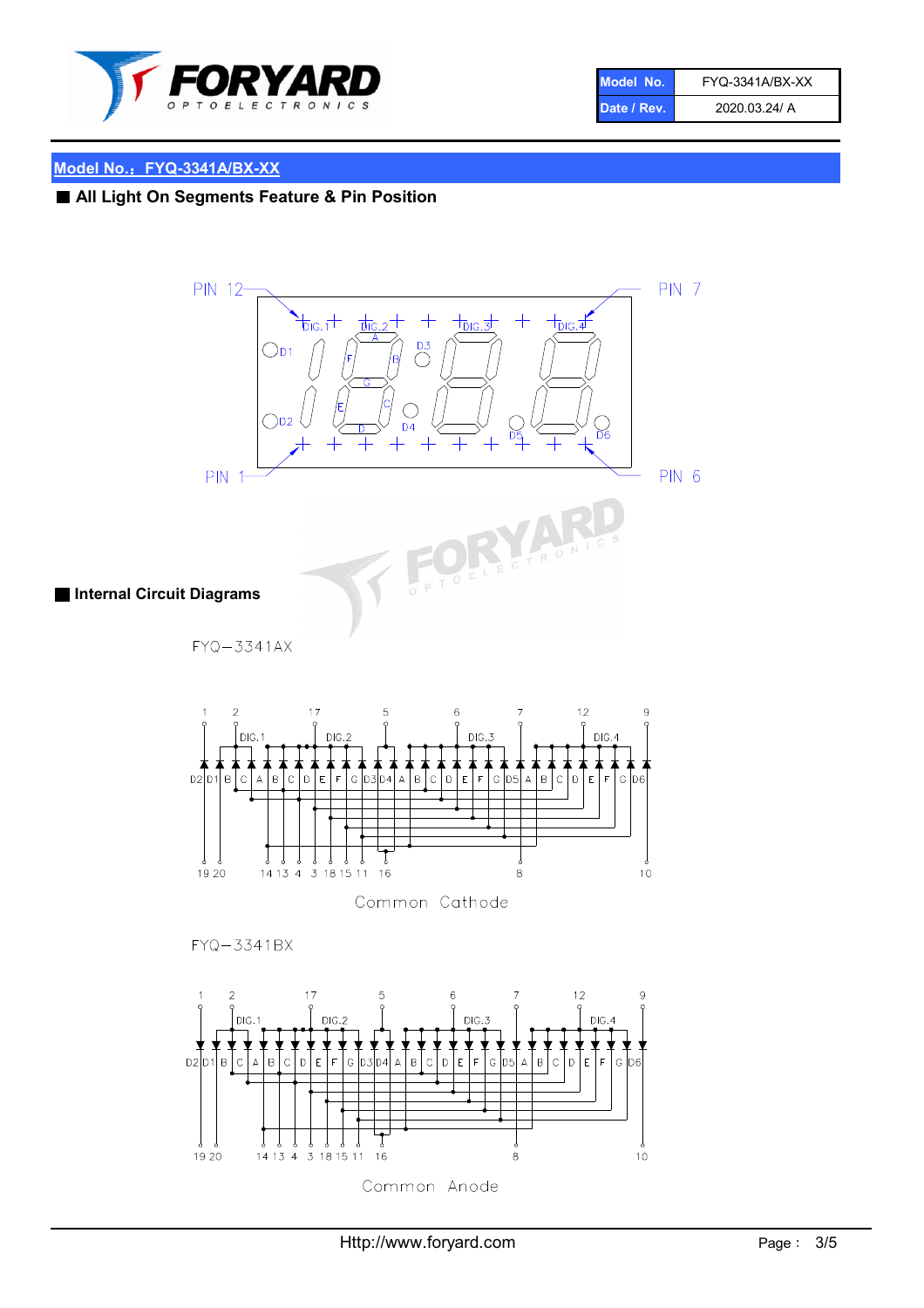## Model No.：FYQ-3341A/BX-XX

### All Light On Segments Feature & Pin Position

PIN 12 PIN 7

DIG.1 DIG.2 DIG.3 DIG.4

D1 D2 D3 D4 D5 D6

A B C D E F G

PIN 1 PIN 6

### Internal Circuit Diagrams

FYQ−3341AX

1 2 17 5 6 7 12 9

DIG.1 DIG.2 DIG.3 DIG.4

D2 D1 B C A B C D E F G D3 D4 A B C D E F G D5 A B C D E F G D6

19 20 14 13 4 3 18 15 11 16 8 10

Common Cathode

FYQ−3341BX

1 2 17 5 6 7 12 9

DIG.1 DIG.2 DIG.3 DIG.4

D2 D1 B C A B C D E F G D3 D4 A B C D E F G D5 A B C D E F G D6

19 20 14 13 4 3 18 15 11 16 8 10

Common Anode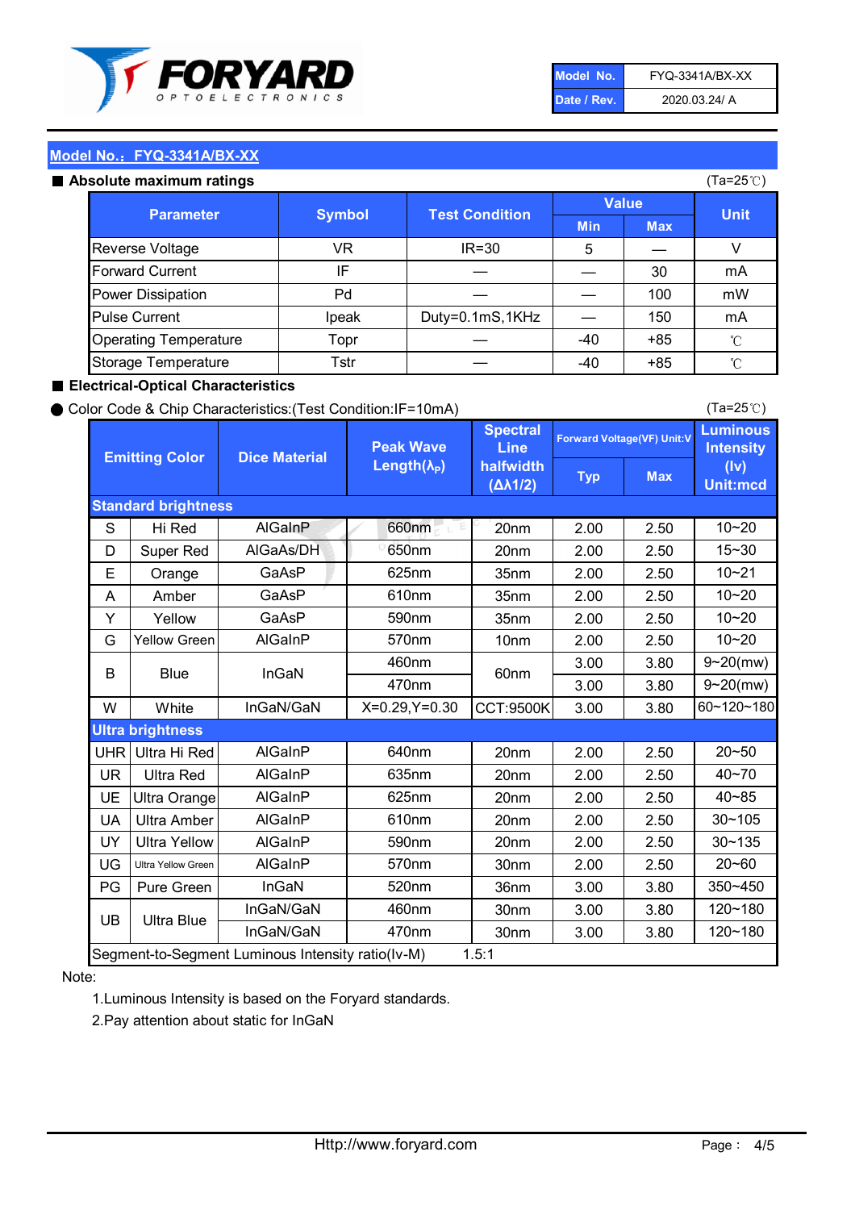| Model No. | FYQ-3341A/BX-XX |
|---|---|
| Date / Rev. | 2020.03.24/ A |

## Model No.：FYQ-3341A/BX-XX

### ■ Absolute maximum ratings

(Ta=25℃)

| Parameter | Symbol | Test Condition | Value Min | Value Max | Unit |
|---|---|---|---|---|---|
| Reverse Voltage | VR | IR=30 | 5 | — | V |
| Forward Current | IF | — | — | 30 | mA |
| Power Dissipation | Pd | — | — | 100 | mW |
| Pulse Current | Ipeak | Duty=0.1mS,1KHz | — | 150 | mA |
| Operating Temperature | Topr | — | -40 | +85 | ℃ |
| Storage Temperature | Tstr | — | -40 | +85 | ℃ |

### ■ Electrical-Optical Characteristics

● Color Code & Chip Characteristics:(Test Condition:IF=10mA)

(Ta=25℃)

| Emitting Color | | Dice Material | Peak Wave Length($\lambda_P$) | Spectral Line halfwidth ($\Delta\lambda 1/2$) | Forward Voltage(VF) Unit:V Typ | Forward Voltage(VF) Unit:V Max | Luminous Intensity (Iv) Unit:mcd |
|---|---|---|---|---|---|---|---|
| **Standard brightness** | | | | | | | |
| S | Hi Red | AlGaInP | 660nm | 20nm | 2.00 | 2.50 | 10~20 |
| D | Super Red | AlGaAs/DH | 650nm | 20nm | 2.00 | 2.50 | 15~30 |
| E | Orange | GaAsP | 625nm | 35nm | 2.00 | 2.50 | 10~21 |
| A | Amber | GaAsP | 610nm | 35nm | 2.00 | 2.50 | 10~20 |
| Y | Yellow | GaAsP | 590nm | 35nm | 2.00 | 2.50 | 10~20 |
| G | Yellow Green | AlGaInP | 570nm | 10nm | 2.00 | 2.50 | 10~20 |
| B | Blue | InGaN | 460nm | 60nm | 3.00 | 3.80 | 9~20(mw) |
| | | | 470nm | | 3.00 | 3.80 | 9~20(mw) |
| W | White | InGaN/GaN | X=0.29,Y=0.30 | CCT:9500K | 3.00 | 3.80 | 60~120~180 |
| **Ultra brightness** | | | | | | | |
| UHR | Ultra Hi Red | AlGaInP | 640nm | 20nm | 2.00 | 2.50 | 20~50 |
| UR | Ultra Red | AlGaInP | 635nm | 20nm | 2.00 | 2.50 | 40~70 |
| UE | Ultra Orange | AlGaInP | 625nm | 20nm | 2.00 | 2.50 | 40~85 |
| UA | Ultra Amber | AlGaInP | 610nm | 20nm | 2.00 | 2.50 | 30~105 |
| UY | Ultra Yellow | AlGaInP | 590nm | 20nm | 2.00 | 2.50 | 30~135 |
| UG | Ultra Yellow Green | AlGaInP | 570nm | 30nm | 2.00 | 2.50 | 20~60 |
| PG | Pure Green | InGaN | 520nm | 36nm | 3.00 | 3.80 | 350~450 |
| UB | Ultra Blue | InGaN/GaN | 460nm | 30nm | 3.00 | 3.80 | 120~180 |
| | | InGaN/GaN | 470nm | 30nm | 3.00 | 3.80 | 120~180 |
| Segment-to-Segment Luminous Intensity ratio(Iv-M) | | | 1.5:1 | | | | |

Note:

1.Luminous Intensity is based on the Foryard standards.

2.Pay attention about static for InGaN

Http://www.foryard.com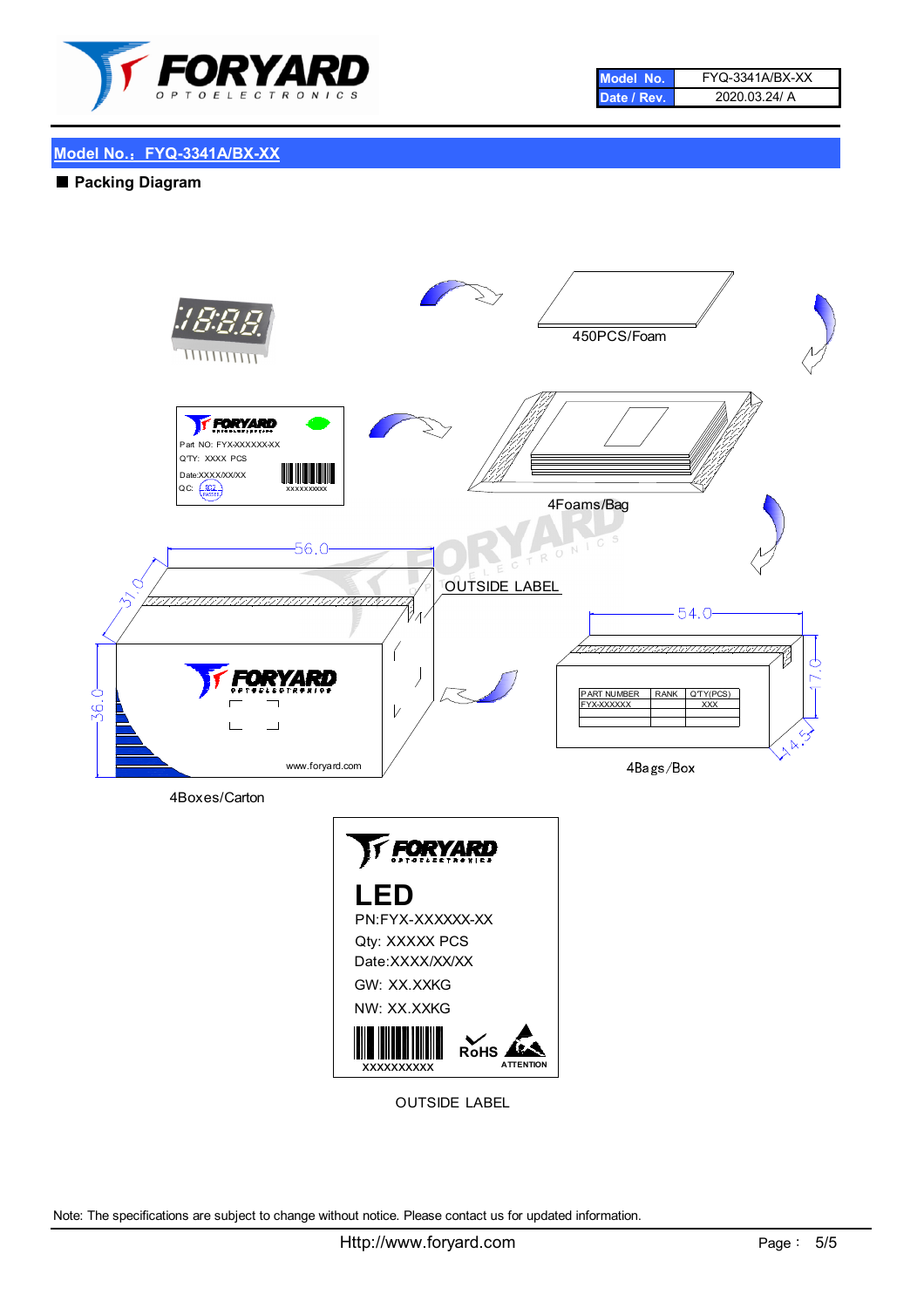| Model No. | FYQ-3341A/BX-XX |
| --- | --- |
| Date / Rev. | 2020.03.24/ A |

## Model No.：FYQ-3341A/BX-XX

### ■ Packing Diagram

450PCS/Foam

4Foams/Bag

Part NO: FYX-XXXXXXX-XX
Q'TY: XXXX PCS
Date:XXXX/XX/XX
QC:

OUTSIDE LABEL

56.0
31.0
36.0

www.foryard.com

4Boxes/Carton

54.0
17.0
14.5

| PART NUMBER | RANK | Q'TY(PCS) |
| --- | --- | --- |
| FYX-XXXXXX | | XXX |

4Bags/Box

LED
PN:FYX-XXXXXX-XX
Qty: XXXXX PCS
Date:XXXX/XX/XX
GW: XX.XXKG
NW: XX.XXKG
XXXXXXXXXX
RoHS
ATTENTION

OUTSIDE LABEL

Note: The specifications are subject to change without notice. Please contact us for updated information.